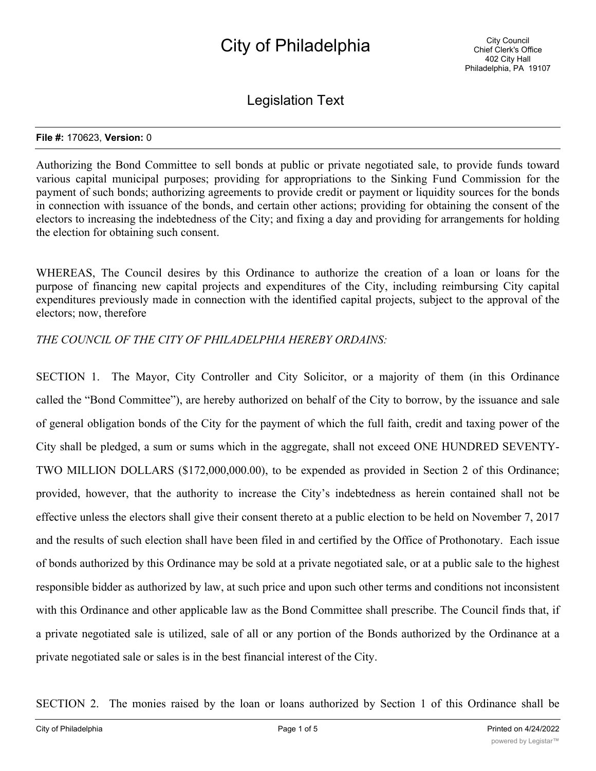# City of Philadelphia

City Council
Chief Clerk's Office
402 City Hall
Philadelphia, PA 19107

## Legislation Text

**File #:** 170623, **Version:** 0

Authorizing the Bond Committee to sell bonds at public or private negotiated sale, to provide funds toward various capital municipal purposes; providing for appropriations to the Sinking Fund Commission for the payment of such bonds; authorizing agreements to provide credit or payment or liquidity sources for the bonds in connection with issuance of the bonds, and certain other actions; providing for obtaining the consent of the electors to increasing the indebtedness of the City; and fixing a day and providing for arrangements for holding the election for obtaining such consent.

WHEREAS, The Council desires by this Ordinance to authorize the creation of a loan or loans for the purpose of financing new capital projects and expenditures of the City, including reimbursing City capital expenditures previously made in connection with the identified capital projects, subject to the approval of the electors; now, therefore

*THE COUNCIL OF THE CITY OF PHILADELPHIA HEREBY ORDAINS:*

SECTION 1. The Mayor, City Controller and City Solicitor, or a majority of them (in this Ordinance called the "Bond Committee"), are hereby authorized on behalf of the City to borrow, by the issuance and sale of general obligation bonds of the City for the payment of which the full faith, credit and taxing power of the City shall be pledged, a sum or sums which in the aggregate, shall not exceed ONE HUNDRED SEVENTY-TWO MILLION DOLLARS ($172,000,000.00), to be expended as provided in Section 2 of this Ordinance; provided, however, that the authority to increase the City's indebtedness as herein contained shall not be effective unless the electors shall give their consent thereto at a public election to be held on November 7, 2017 and the results of such election shall have been filed in and certified by the Office of Prothonotary. Each issue of bonds authorized by this Ordinance may be sold at a private negotiated sale, or at a public sale to the highest responsible bidder as authorized by law, at such price and upon such other terms and conditions not inconsistent with this Ordinance and other applicable law as the Bond Committee shall prescribe. The Council finds that, if a private negotiated sale is utilized, sale of all or any portion of the Bonds authorized by the Ordinance at a private negotiated sale or sales is in the best financial interest of the City.

SECTION 2. The monies raised by the loan or loans authorized by Section 1 of this Ordinance shall be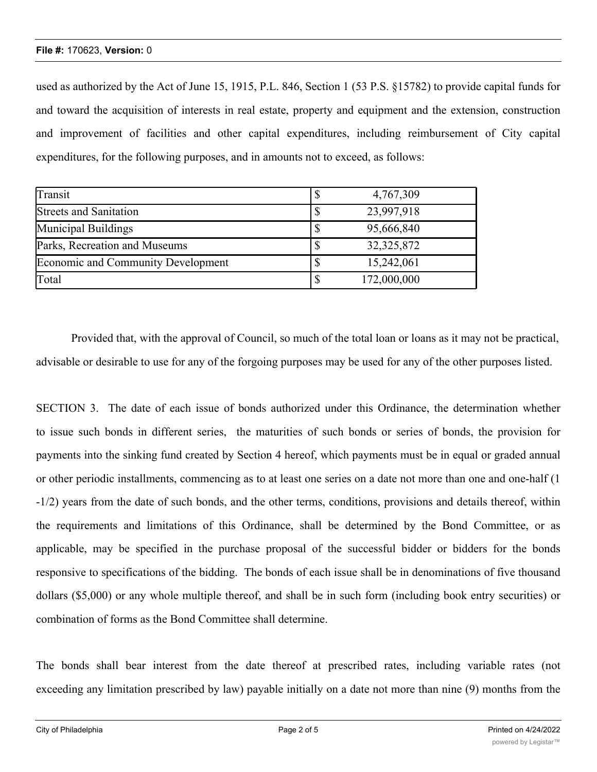used as authorized by the Act of June 15, 1915, P.L. 846, Section 1 (53 P.S. §15782) to provide capital funds for and toward the acquisition of interests in real estate, property and equipment and the extension, construction and improvement of facilities and other capital expenditures, including reimbursement of City capital expenditures, for the following purposes, and in amounts not to exceed, as follows:

| | |
|---|---|
| Transit | $ 4,767,309 |
| Streets and Sanitation | $ 23,997,918 |
| Municipal Buildings | $ 95,666,840 |
| Parks, Recreation and Museums | $ 32,325,872 |
| Economic and Community Development | $ 15,242,061 |
| Total | $ 172,000,000 |

Provided that, with the approval of Council, so much of the total loan or loans as it may not be practical, advisable or desirable to use for any of the forgoing purposes may be used for any of the other purposes listed.

SECTION 3. The date of each issue of bonds authorized under this Ordinance, the determination whether to issue such bonds in different series, the maturities of such bonds or series of bonds, the provision for payments into the sinking fund created by Section 4 hereof, which payments must be in equal or graded annual or other periodic installments, commencing as to at least one series on a date not more than one and one-half (1-1/2) years from the date of such bonds, and the other terms, conditions, provisions and details thereof, within the requirements and limitations of this Ordinance, shall be determined by the Bond Committee, or as applicable, may be specified in the purchase proposal of the successful bidder or bidders for the bonds responsive to specifications of the bidding. The bonds of each issue shall be in denominations of five thousand dollars ($5,000) or any whole multiple thereof, and shall be in such form (including book entry securities) or combination of forms as the Bond Committee shall determine.

The bonds shall bear interest from the date thereof at prescribed rates, including variable rates (not exceeding any limitation prescribed by law) payable initially on a date not more than nine (9) months from the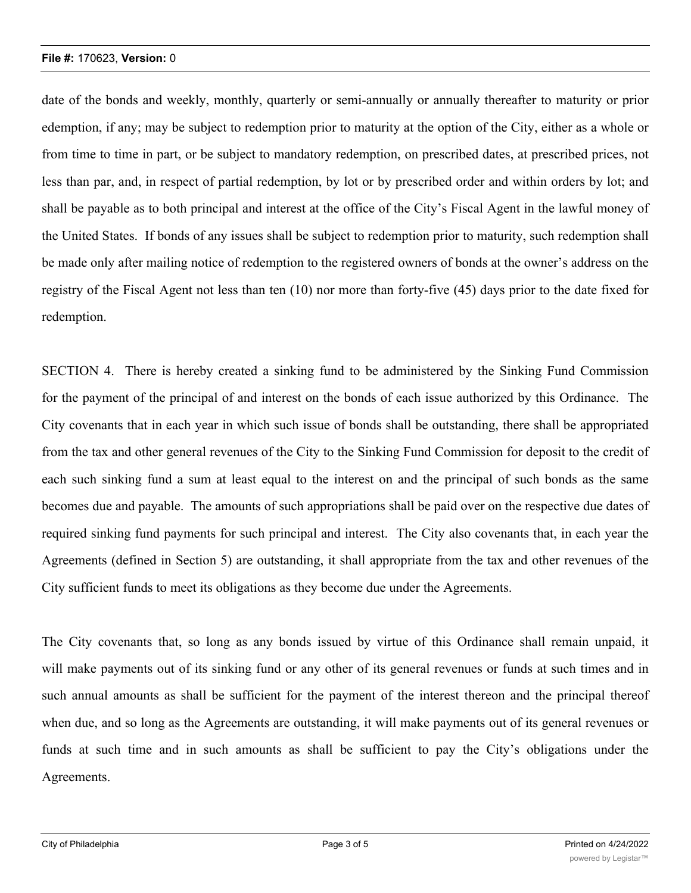date of the bonds and weekly, monthly, quarterly or semi-annually or annually thereafter to maturity or prior edemption, if any; may be subject to redemption prior to maturity at the option of the City, either as a whole or from time to time in part, or be subject to mandatory redemption, on prescribed dates, at prescribed prices, not less than par, and, in respect of partial redemption, by lot or by prescribed order and within orders by lot; and shall be payable as to both principal and interest at the office of the City's Fiscal Agent in the lawful money of the United States. If bonds of any issues shall be subject to redemption prior to maturity, such redemption shall be made only after mailing notice of redemption to the registered owners of bonds at the owner's address on the registry of the Fiscal Agent not less than ten (10) nor more than forty-five (45) days prior to the date fixed for redemption.

SECTION 4. There is hereby created a sinking fund to be administered by the Sinking Fund Commission for the payment of the principal of and interest on the bonds of each issue authorized by this Ordinance. The City covenants that in each year in which such issue of bonds shall be outstanding, there shall be appropriated from the tax and other general revenues of the City to the Sinking Fund Commission for deposit to the credit of each such sinking fund a sum at least equal to the interest on and the principal of such bonds as the same becomes due and payable. The amounts of such appropriations shall be paid over on the respective due dates of required sinking fund payments for such principal and interest. The City also covenants that, in each year the Agreements (defined in Section 5) are outstanding, it shall appropriate from the tax and other revenues of the City sufficient funds to meet its obligations as they become due under the Agreements.

The City covenants that, so long as any bonds issued by virtue of this Ordinance shall remain unpaid, it will make payments out of its sinking fund or any other of its general revenues or funds at such times and in such annual amounts as shall be sufficient for the payment of the interest thereon and the principal thereof when due, and so long as the Agreements are outstanding, it will make payments out of its general revenues or funds at such time and in such amounts as shall be sufficient to pay the City's obligations under the Agreements.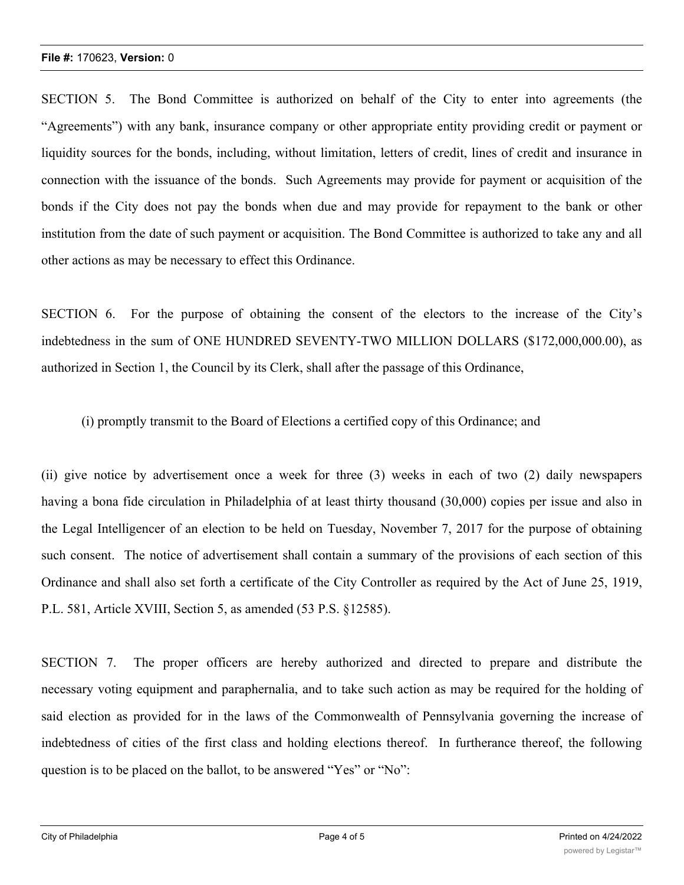SECTION 5. The Bond Committee is authorized on behalf of the City to enter into agreements (the "Agreements") with any bank, insurance company or other appropriate entity providing credit or payment or liquidity sources for the bonds, including, without limitation, letters of credit, lines of credit and insurance in connection with the issuance of the bonds. Such Agreements may provide for payment or acquisition of the bonds if the City does not pay the bonds when due and may provide for repayment to the bank or other institution from the date of such payment or acquisition. The Bond Committee is authorized to take any and all other actions as may be necessary to effect this Ordinance.

SECTION 6. For the purpose of obtaining the consent of the electors to the increase of the City's indebtedness in the sum of ONE HUNDRED SEVENTY-TWO MILLION DOLLARS ($172,000,000.00), as authorized in Section 1, the Council by its Clerk, shall after the passage of this Ordinance,

(i) promptly transmit to the Board of Elections a certified copy of this Ordinance; and

(ii) give notice by advertisement once a week for three (3) weeks in each of two (2) daily newspapers having a bona fide circulation in Philadelphia of at least thirty thousand (30,000) copies per issue and also in the Legal Intelligencer of an election to be held on Tuesday, November 7, 2017 for the purpose of obtaining such consent. The notice of advertisement shall contain a summary of the provisions of each section of this Ordinance and shall also set forth a certificate of the City Controller as required by the Act of June 25, 1919, P.L. 581, Article XVIII, Section 5, as amended (53 P.S. §12585).

SECTION 7. The proper officers are hereby authorized and directed to prepare and distribute the necessary voting equipment and paraphernalia, and to take such action as may be required for the holding of said election as provided for in the laws of the Commonwealth of Pennsylvania governing the increase of indebtedness of cities of the first class and holding elections thereof. In furtherance thereof, the following question is to be placed on the ballot, to be answered "Yes" or "No":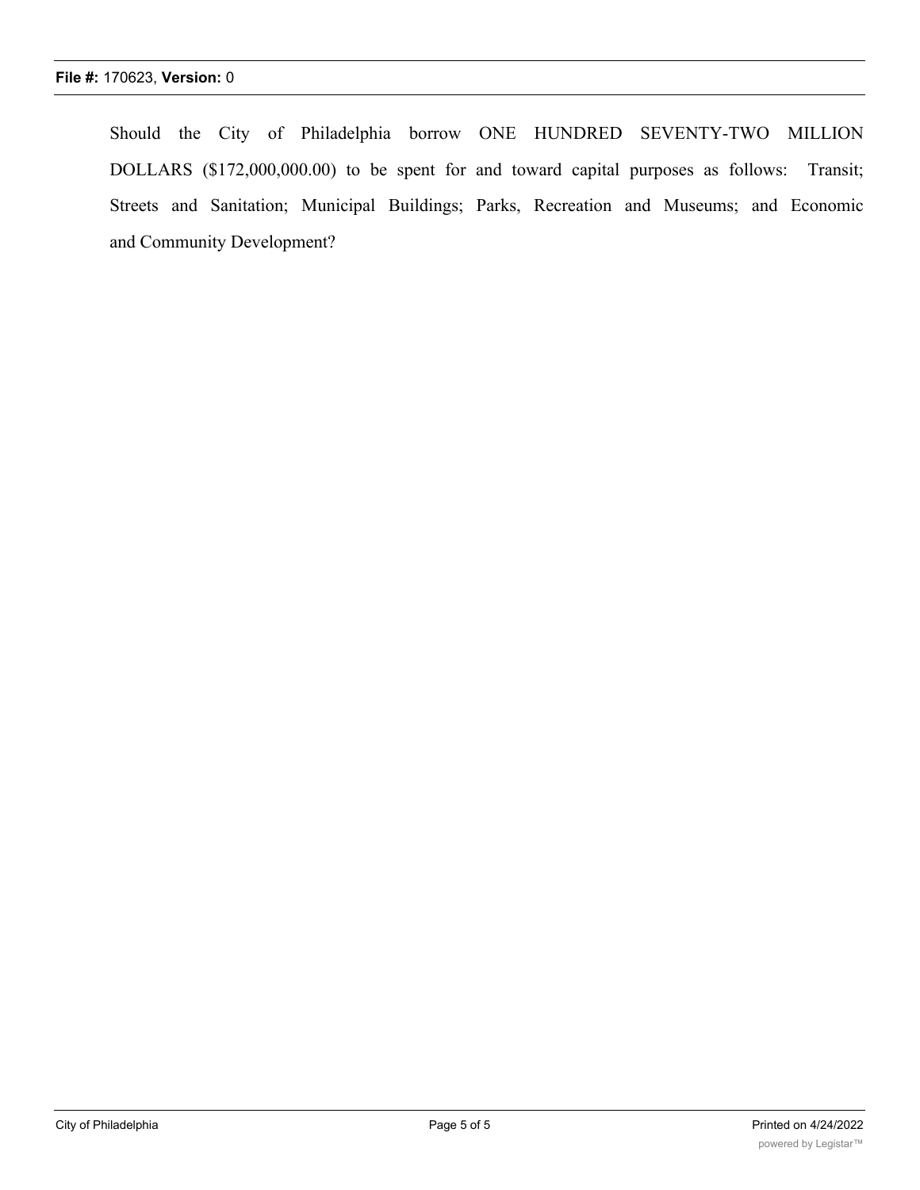Should the City of Philadelphia borrow ONE HUNDRED SEVENTY-TWO MILLION DOLLARS ($172,000,000.00) to be spent for and toward capital purposes as follows: Transit; Streets and Sanitation; Municipal Buildings; Parks, Recreation and Museums; and Economic and Community Development?